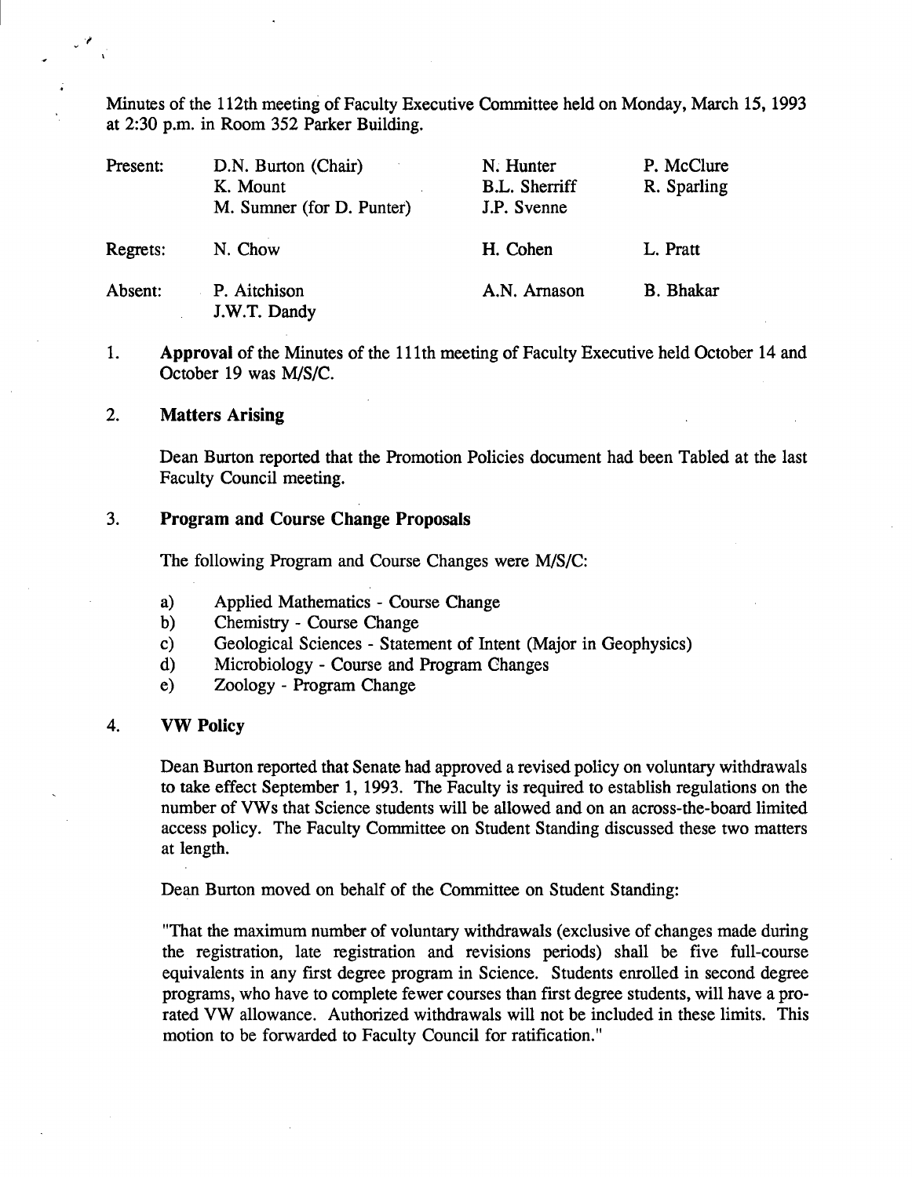Minutes of the 112th meeting of Faculty Executive Committee held on Monday, March 15, 1993 at 2:30 p.m. in Room 352 Parker Building.

| | | | |
|---|---|---|---|
| Present: | D.N. Burton (Chair) | N. Hunter | P. McClure |
| | K. Mount | B.L. Sherriff | R. Sparling |
| | M. Sumner (for D. Punter) | J.P. Svenne | |
| Regrets: | N. Chow | H. Cohen | L. Pratt |
| Absent: | P. Aitchison | A.N. Arnason | B. Bhakar |
| | J.W.T. Dandy | | |

1. **Approval** of the Minutes of the 111th meeting of Faculty Executive held October 14 and October 19 was M/S/C.

2. **Matters Arising**

   Dean Burton reported that the Promotion Policies document had been Tabled at the last Faculty Council meeting.

3. **Program and Course Change Proposals**

   The following Program and Course Changes were M/S/C:

   a) Applied Mathematics - Course Change
   b) Chemistry - Course Change
   c) Geological Sciences - Statement of Intent (Major in Geophysics)
   d) Microbiology - Course and Program Changes
   e) Zoology - Program Change

4. **VW Policy**

   Dean Burton reported that Senate had approved a revised policy on voluntary withdrawals to take effect September 1, 1993. The Faculty is required to establish regulations on the number of VWs that Science students will be allowed and on an across-the-board limited access policy. The Faculty Committee on Student Standing discussed these two matters at length.

   Dean Burton moved on behalf of the Committee on Student Standing:

   "That the maximum number of voluntary withdrawals (exclusive of changes made during the registration, late registration and revisions periods) shall be five full-course equivalents in any first degree program in Science. Students enrolled in second degree programs, who have to complete fewer courses than first degree students, will have a pro-rated VW allowance. Authorized withdrawals will not be included in these limits. This motion to be forwarded to Faculty Council for ratification."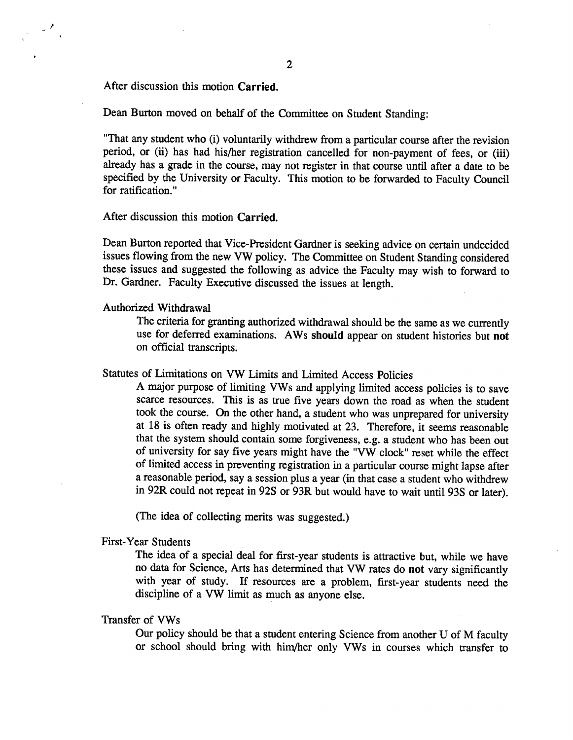After discussion this motion **Carried.**

Dean Burton moved on behalf of the Committee on Student Standing:

"That any student who (i) voluntarily withdrew from a particular course after the revision period, or (ii) has had his/her registration cancelled for non-payment of fees, or (iii) already has a grade in the course, may not register in that course until after a date to be specified by the University or Faculty. This motion to be forwarded to Faculty Council for ratification."

After discussion this motion **Carried.**

Dean Burton reported that Vice-President Gardner is seeking advice on certain undecided issues flowing from the new VW policy. The Committee on Student Standing considered these issues and suggested the following as advice the Faculty may wish to forward to Dr. Gardner. Faculty Executive discussed the issues at length.

Authorized Withdrawal

> The criteria for granting authorized withdrawal should be the same as we currently use for deferred examinations. AWs **should** appear on student histories but **not** on official transcripts.

Statutes of Limitations on VW Limits and Limited Access Policies

> A major purpose of limiting VWs and applying limited access policies is to save scarce resources. This is as true five years down the road as when the student took the course. On the other hand, a student who was unprepared for university at 18 is often ready and highly motivated at 23. Therefore, it seems reasonable that the system should contain some forgiveness, e.g. a student who has been out of university for say five years might have the "VW clock" reset while the effect of limited access in preventing registration in a particular course might lapse after a reasonable period, say a session plus a year (in that case a student who withdrew in 92R could not repeat in 92S or 93R but would have to wait until 93S or later).
>
> (The idea of collecting merits was suggested.)

First-Year Students

> The idea of a special deal for first-year students is attractive but, while we have no data for Science, Arts has determined that VW rates do **not** vary significantly with year of study. If resources are a problem, first-year students need the discipline of a VW limit as much as anyone else.

Transfer of VWs

> Our policy should be that a student entering Science from another U of M faculty or school should bring with him/her only VWs in courses which transfer to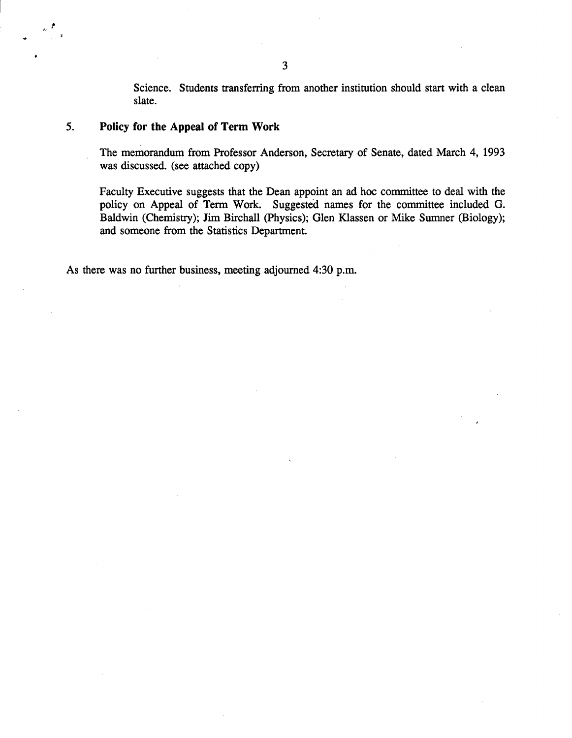Science. Students transferring from another institution should start with a clean slate.

5. **Policy for the Appeal of Term Work**

The memorandum from Professor Anderson, Secretary of Senate, dated March 4, 1993 was discussed. (see attached copy)

Faculty Executive suggests that the Dean appoint an ad hoc committee to deal with the policy on Appeal of Term Work. Suggested names for the committee included G. Baldwin (Chemistry); Jim Birchall (Physics); Glen Klassen or Mike Sumner (Biology); and someone from the Statistics Department.

As there was no further business, meeting adjourned 4:30 p.m.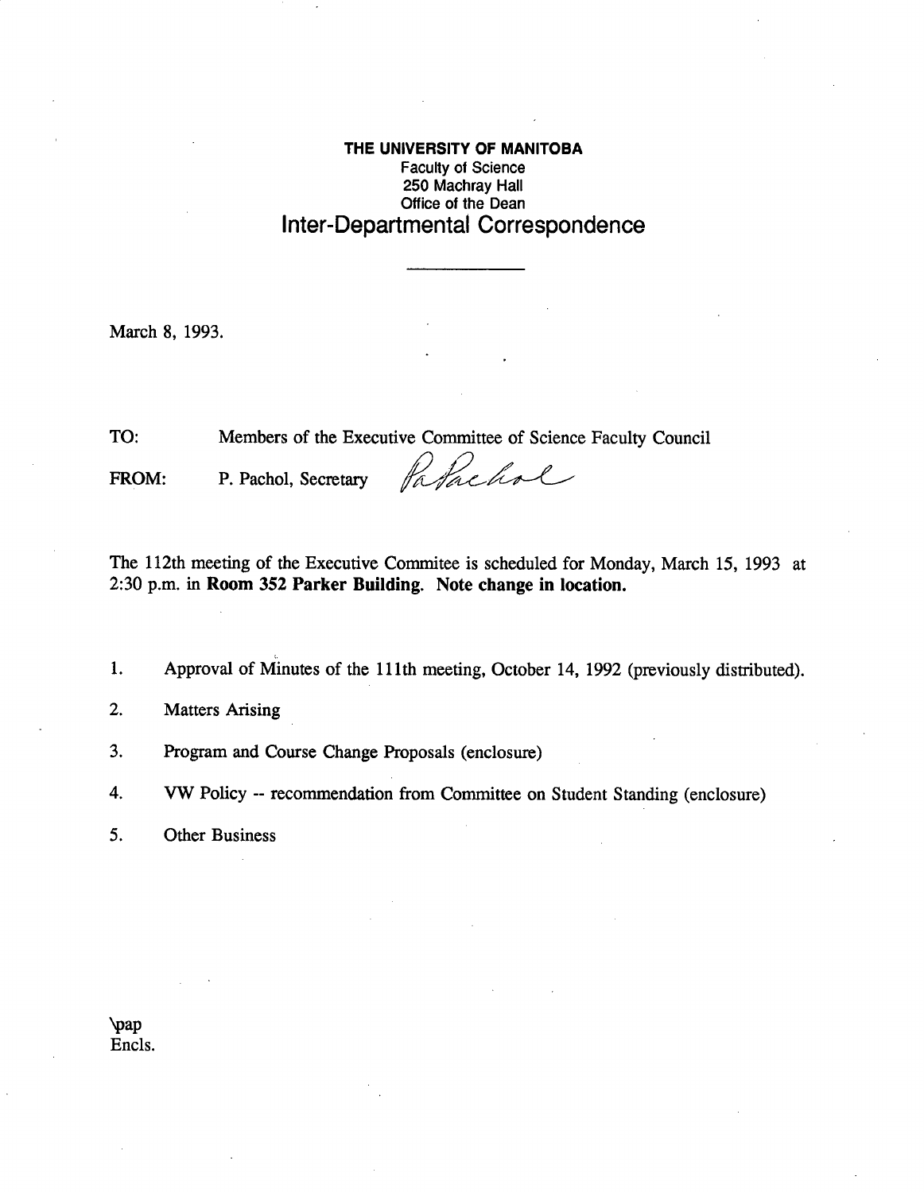**THE UNIVERSITY OF MANITOBA**
Faculty of Science
250 Machray Hall
Office of the Dean

# Inter-Departmental Correspondence

March 8, 1993.

TO: Members of the Executive Committee of Science Faculty Council

FROM: P. Pachol, Secretary *P. Pachol*

The 112th meeting of the Executive Commitee is scheduled for Monday, March 15, 1993 at 2:30 p.m. in **Room 352 Parker Building. Note change in location.**

1. Approval of Minutes of the 111th meeting, October 14, 1992 (previously distributed).
2. Matters Arising
3. Program and Course Change Proposals (enclosure)
4. VW Policy -- recommendation from Committee on Student Standing (enclosure)
5. Other Business

\pap
Encls.